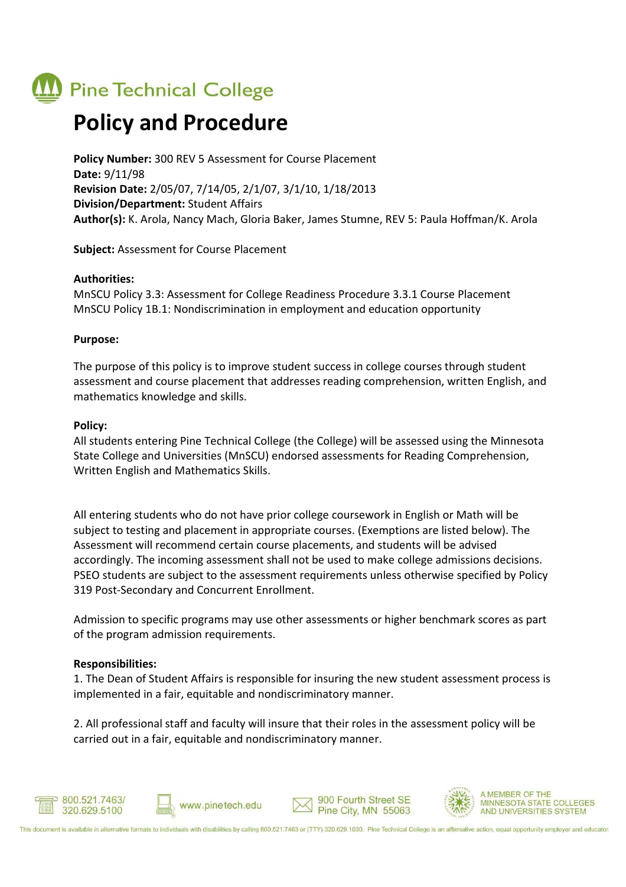# Pine Technical College

# Policy and Procedure

**Policy Number:** 300 REV 5 Assessment for Course Placement
**Date:** 9/11/98
**Revision Date:** 2/05/07, 7/14/05, 2/1/07, 3/1/10, 1/18/2013
**Division/Department:** Student Affairs
**Author(s):** K. Arola, Nancy Mach, Gloria Baker, James Stumne, REV 5: Paula Hoffman/K. Arola

**Subject:** Assessment for Course Placement

**Authorities:**
MnSCU Policy 3.3: Assessment for College Readiness Procedure 3.3.1 Course Placement
MnSCU Policy 1B.1: Nondiscrimination in employment and education opportunity

**Purpose:**

The purpose of this policy is to improve student success in college courses through student assessment and course placement that addresses reading comprehension, written English, and mathematics knowledge and skills.

**Policy:**
All students entering Pine Technical College (the College) will be assessed using the Minnesota State College and Universities (MnSCU) endorsed assessments for Reading Comprehension, Written English and Mathematics Skills.

All entering students who do not have prior college coursework in English or Math will be subject to testing and placement in appropriate courses. (Exemptions are listed below). The Assessment will recommend certain course placements, and students will be advised accordingly. The incoming assessment shall not be used to make college admissions decisions. PSEO students are subject to the assessment requirements unless otherwise specified by Policy 319 Post-Secondary and Concurrent Enrollment.

Admission to specific programs may use other assessments or higher benchmark scores as part of the program admission requirements.

**Responsibilities:**
1. The Dean of Student Affairs is responsible for insuring the new student assessment process is implemented in a fair, equitable and nondiscriminatory manner.

2. All professional staff and faculty will insure that their roles in the assessment policy will be carried out in a fair, equitable and nondiscriminatory manner.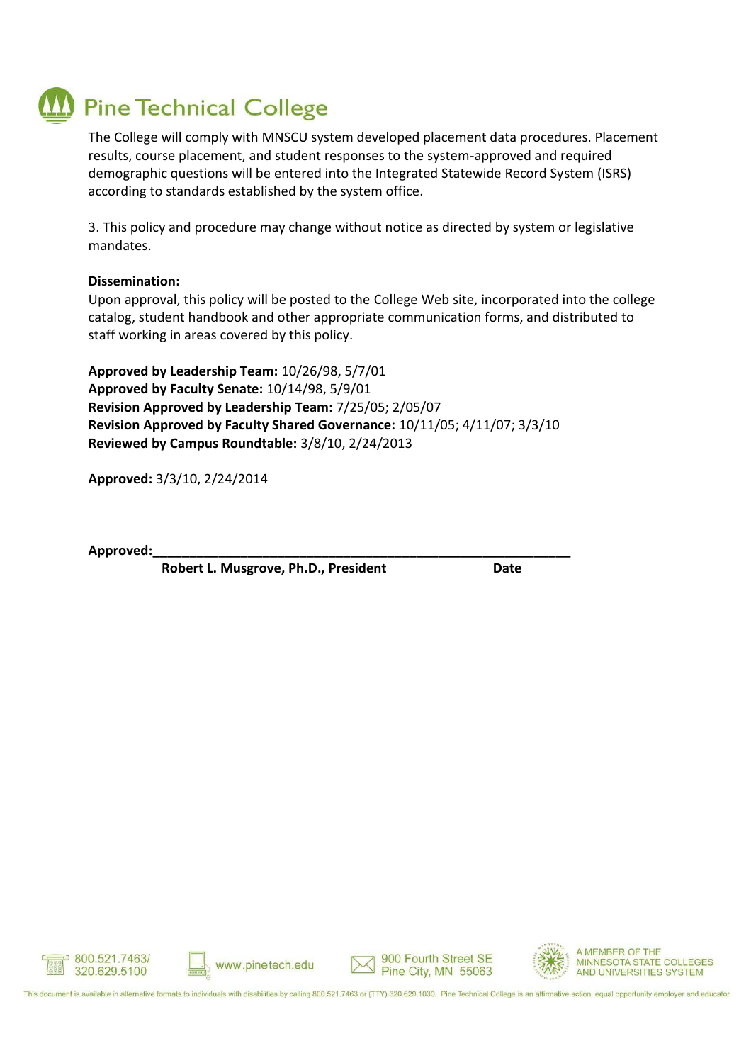The College will comply with MNSCU system developed placement data procedures. Placement results, course placement, and student responses to the system-approved and required demographic questions will be entered into the Integrated Statewide Record System (ISRS) according to standards established by the system office.

3. This policy and procedure may change without notice as directed by system or legislative mandates.

**Dissemination:**
Upon approval, this policy will be posted to the College Web site, incorporated into the college catalog, student handbook and other appropriate communication forms, and distributed to staff working in areas covered by this policy.

**Approved by Leadership Team:** 10/26/98, 5/7/01
**Approved by Faculty Senate:** 10/14/98, 5/9/01
**Revision Approved by Leadership Team:** 7/25/05; 2/05/07
**Revision Approved by Faculty Shared Governance:** 10/11/05; 4/11/07; 3/3/10
**Reviewed by Campus Roundtable:** 3/8/10, 2/24/2013

**Approved:** 3/3/10, 2/24/2014

**Approved:**_____________________________________________________________
**Robert L. Musgrove, Ph.D., President** **Date**